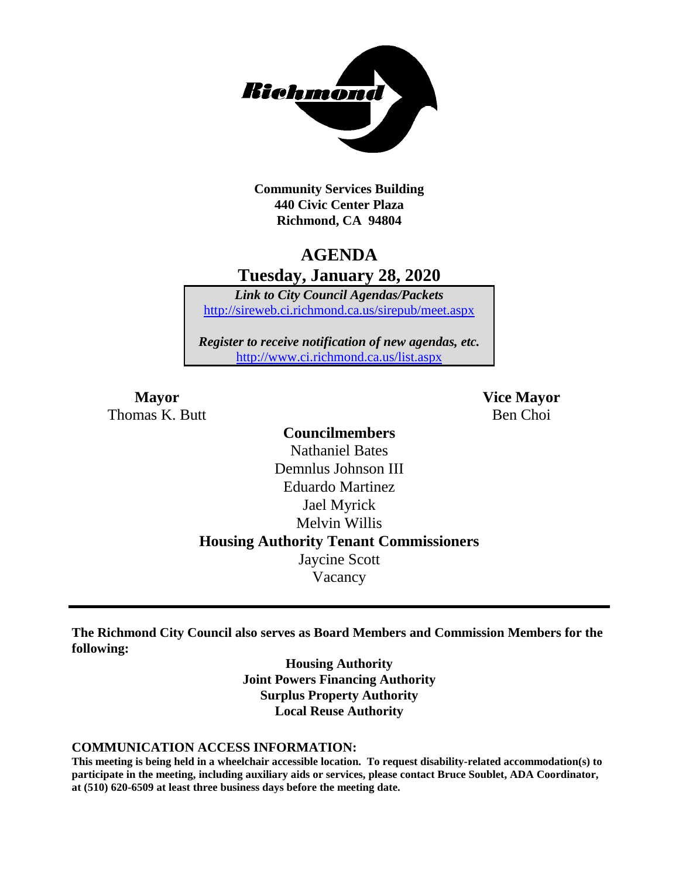**Community Services Building**
**440 Civic Center Plaza**
**Richmond, CA 94804**

# AGENDA

## Tuesday, January 28, 2020

***Link to City Council Agendas/Packets***
http://sireweb.ci.richmond.ca.us/sirepub/meet.aspx

***Register to receive notification of new agendas, etc.***
http://www.ci.richmond.ca.us/list.aspx

**Mayor**
Thomas K. Butt

**Vice Mayor**
Ben Choi

**Councilmembers**
Nathaniel Bates
Demnlus Johnson III
Eduardo Martinez
Jael Myrick
Melvin Willis

**Housing Authority Tenant Commissioners**
Jaycine Scott
Vacancy

---

**The Richmond City Council also serves as Board Members and Commission Members for the following:**

**Housing Authority**
**Joint Powers Financing Authority**
**Surplus Property Authority**
**Local Reuse Authority**

**COMMUNICATION ACCESS INFORMATION:**

**This meeting is being held in a wheelchair accessible location. To request disability-related accommodation(s) to participate in the meeting, including auxiliary aids or services, please contact Bruce Soublet, ADA Coordinator, at (510) 620-6509 at least three business days before the meeting date.**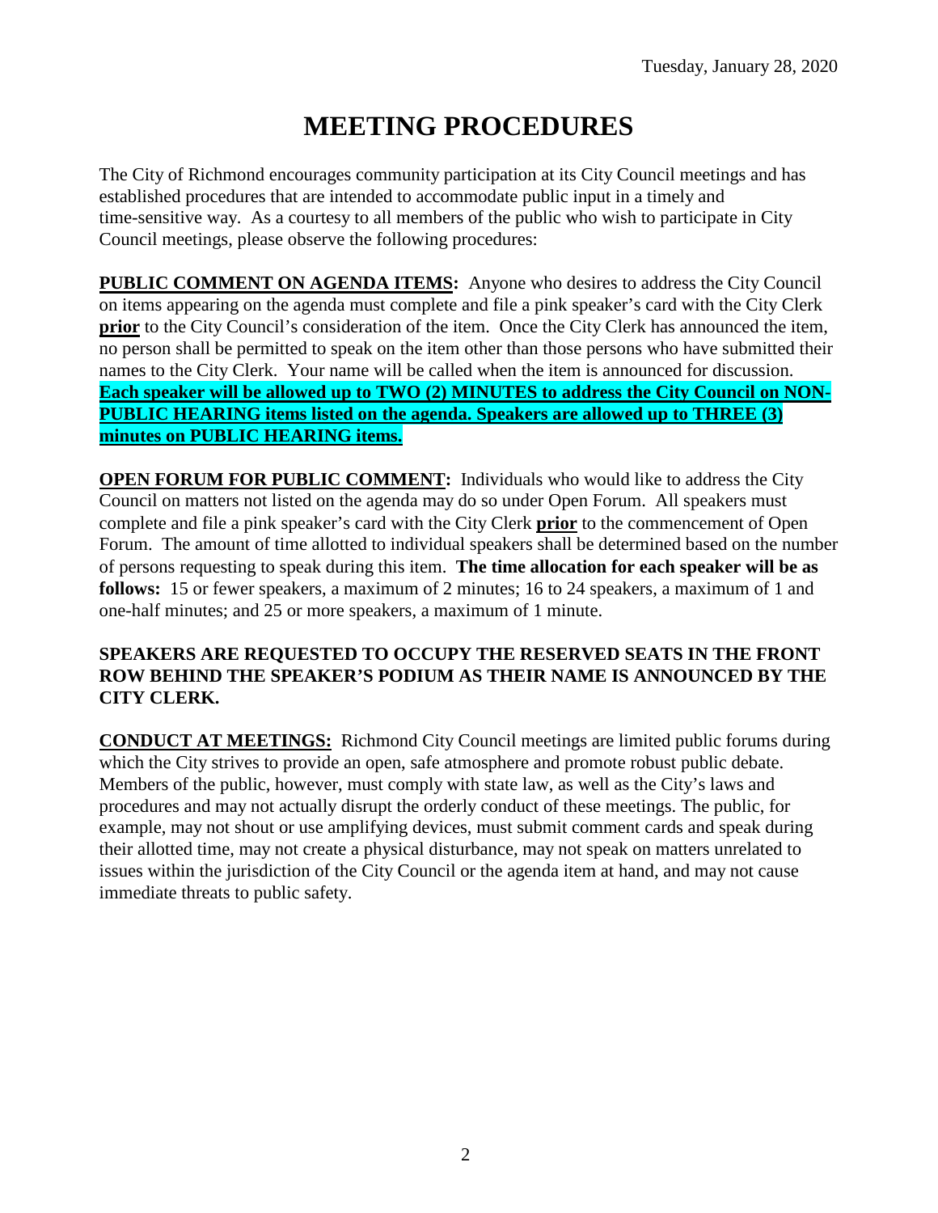# MEETING PROCEDURES

The City of Richmond encourages community participation at its City Council meetings and has established procedures that are intended to accommodate public input in a timely and time-sensitive way. As a courtesy to all members of the public who wish to participate in City Council meetings, please observe the following procedures:

**PUBLIC COMMENT ON AGENDA ITEMS:** Anyone who desires to address the City Council on items appearing on the agenda must complete and file a pink speaker's card with the City Clerk **prior** to the City Council's consideration of the item. Once the City Clerk has announced the item, no person shall be permitted to speak on the item other than those persons who have submitted their names to the City Clerk. Your name will be called when the item is announced for discussion. **Each speaker will be allowed up to TWO (2) MINUTES to address the City Council on NON-PUBLIC HEARING items listed on the agenda. Speakers are allowed up to THREE (3) minutes on PUBLIC HEARING items.**

**OPEN FORUM FOR PUBLIC COMMENT:** Individuals who would like to address the City Council on matters not listed on the agenda may do so under Open Forum. All speakers must complete and file a pink speaker's card with the City Clerk **prior** to the commencement of Open Forum. The amount of time allotted to individual speakers shall be determined based on the number of persons requesting to speak during this item. **The time allocation for each speaker will be as follows:** 15 or fewer speakers, a maximum of 2 minutes; 16 to 24 speakers, a maximum of 1 and one-half minutes; and 25 or more speakers, a maximum of 1 minute.

**SPEAKERS ARE REQUESTED TO OCCUPY THE RESERVED SEATS IN THE FRONT ROW BEHIND THE SPEAKER'S PODIUM AS THEIR NAME IS ANNOUNCED BY THE CITY CLERK.**

**CONDUCT AT MEETINGS:** Richmond City Council meetings are limited public forums during which the City strives to provide an open, safe atmosphere and promote robust public debate. Members of the public, however, must comply with state law, as well as the City's laws and procedures and may not actually disrupt the orderly conduct of these meetings. The public, for example, may not shout or use amplifying devices, must submit comment cards and speak during their allotted time, may not create a physical disturbance, may not speak on matters unrelated to issues within the jurisdiction of the City Council or the agenda item at hand, and may not cause immediate threats to public safety.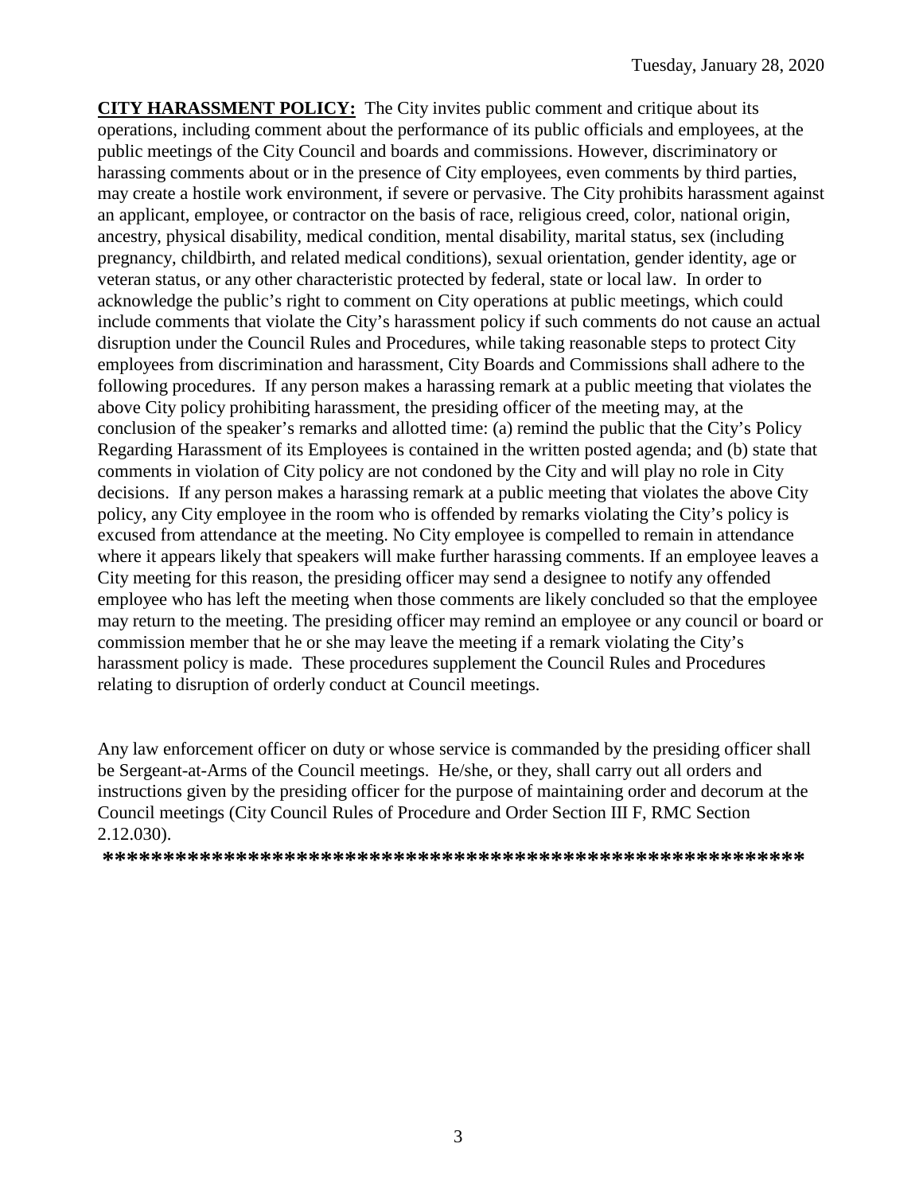Tuesday, January 28, 2020

**CITY HARASSMENT POLICY:** The City invites public comment and critique about its operations, including comment about the performance of its public officials and employees, at the public meetings of the City Council and boards and commissions. However, discriminatory or harassing comments about or in the presence of City employees, even comments by third parties, may create a hostile work environment, if severe or pervasive. The City prohibits harassment against an applicant, employee, or contractor on the basis of race, religious creed, color, national origin, ancestry, physical disability, medical condition, mental disability, marital status, sex (including pregnancy, childbirth, and related medical conditions), sexual orientation, gender identity, age or veteran status, or any other characteristic protected by federal, state or local law. In order to acknowledge the public's right to comment on City operations at public meetings, which could include comments that violate the City's harassment policy if such comments do not cause an actual disruption under the Council Rules and Procedures, while taking reasonable steps to protect City employees from discrimination and harassment, City Boards and Commissions shall adhere to the following procedures. If any person makes a harassing remark at a public meeting that violates the above City policy prohibiting harassment, the presiding officer of the meeting may, at the conclusion of the speaker's remarks and allotted time: (a) remind the public that the City's Policy Regarding Harassment of its Employees is contained in the written posted agenda; and (b) state that comments in violation of City policy are not condoned by the City and will play no role in City decisions. If any person makes a harassing remark at a public meeting that violates the above City policy, any City employee in the room who is offended by remarks violating the City's policy is excused from attendance at the meeting. No City employee is compelled to remain in attendance where it appears likely that speakers will make further harassing comments. If an employee leaves a City meeting for this reason, the presiding officer may send a designee to notify any offended employee who has left the meeting when those comments are likely concluded so that the employee may return to the meeting. The presiding officer may remind an employee or any council or board or commission member that he or she may leave the meeting if a remark violating the City's harassment policy is made. These procedures supplement the Council Rules and Procedures relating to disruption of orderly conduct at Council meetings.

Any law enforcement officer on duty or whose service is commanded by the presiding officer shall be Sergeant-at-Arms of the Council meetings. He/she, or they, shall carry out all orders and instructions given by the presiding officer for the purpose of maintaining order and decorum at the Council meetings (City Council Rules of Procedure and Order Section III F, RMC Section 2.12.030).

**************************************************************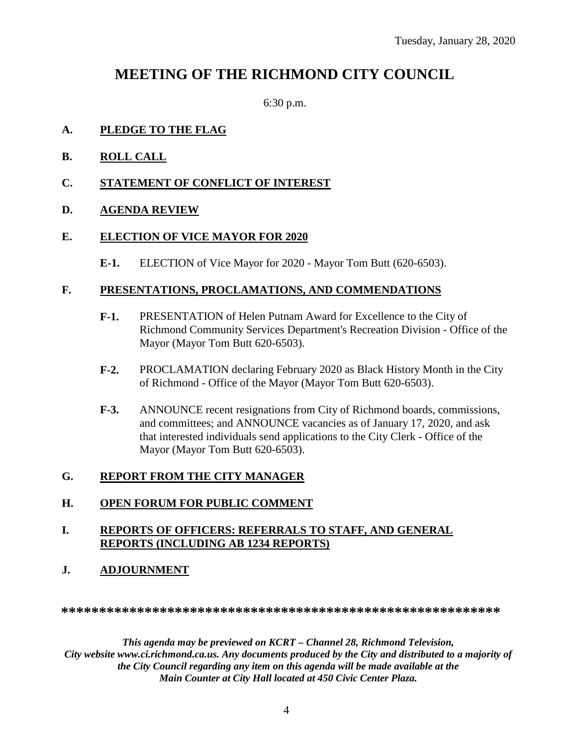Tuesday, January 28, 2020

# MEETING OF THE RICHMOND CITY COUNCIL

6:30 p.m.

**A. PLEDGE TO THE FLAG**

**B. ROLL CALL**

**C. STATEMENT OF CONFLICT OF INTEREST**

**D. AGENDA REVIEW**

**E. ELECTION OF VICE MAYOR FOR 2020**

**E-1.** ELECTION of Vice Mayor for 2020 - Mayor Tom Butt (620-6503).

**F. PRESENTATIONS, PROCLAMATIONS, AND COMMENDATIONS**

**F-1.** PRESENTATION of Helen Putnam Award for Excellence to the City of Richmond Community Services Department's Recreation Division - Office of the Mayor (Mayor Tom Butt 620-6503).

**F-2.** PROCLAMATION declaring February 2020 as Black History Month in the City of Richmond - Office of the Mayor (Mayor Tom Butt 620-6503).

**F-3.** ANNOUNCE recent resignations from City of Richmond boards, commissions, and committees; and ANNOUNCE vacancies as of January 17, 2020, and ask that interested individuals send applications to the City Clerk - Office of the Mayor (Mayor Tom Butt 620-6503).

**G. REPORT FROM THE CITY MANAGER**

**H. OPEN FORUM FOR PUBLIC COMMENT**

**I. REPORTS OF OFFICERS: REFERRALS TO STAFF, AND GENERAL REPORTS (INCLUDING AB 1234 REPORTS)**

**J. ADJOURNMENT**

**************************************************************

***This agenda may be previewed on KCRT – Channel 28, Richmond Television, City website www.ci.richmond.ca.us. Any documents produced by the City and distributed to a majority of the City Council regarding any item on this agenda will be made available at the Main Counter at City Hall located at 450 Civic Center Plaza.***